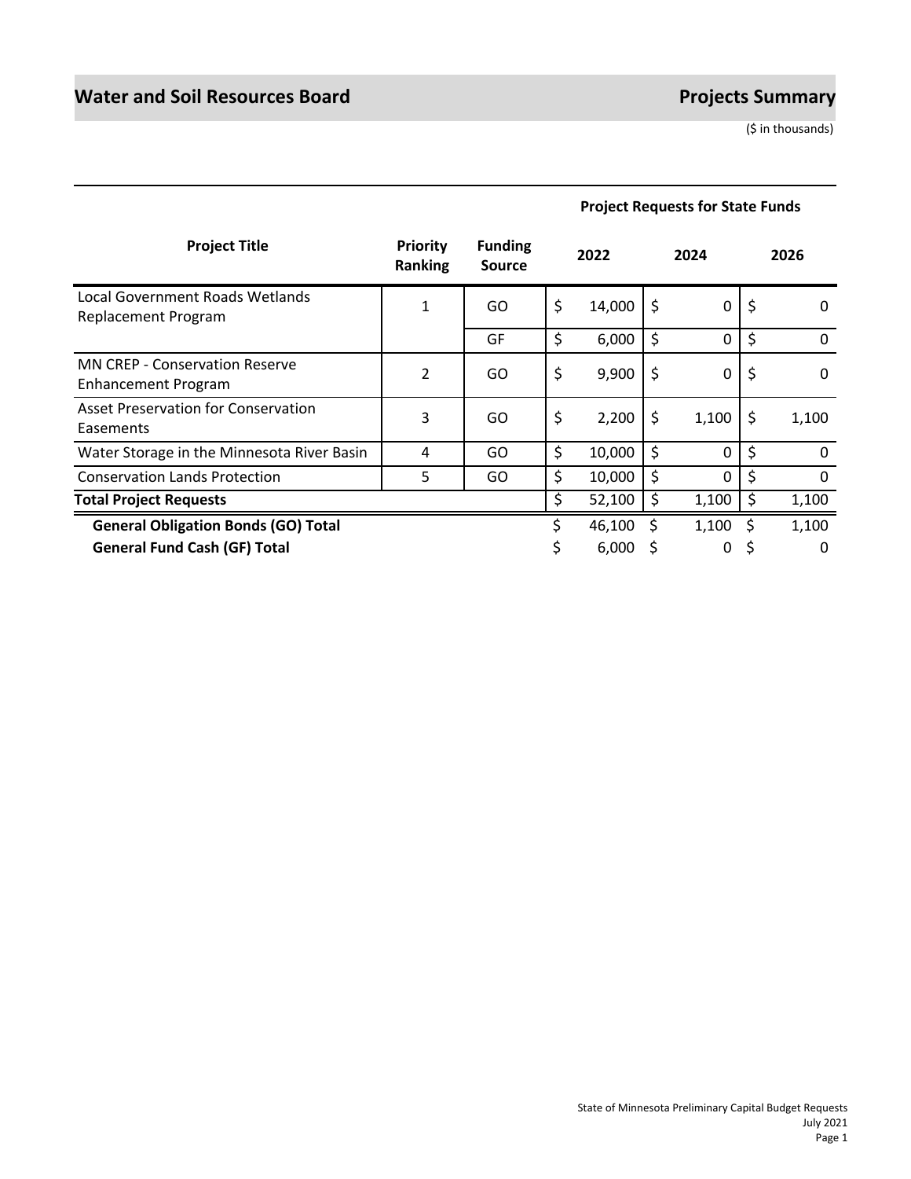# Water and Soil Resources Board

## Projects Summary

($ in thousands)

| Project Title | Priority Ranking | Funding Source | Project Requests for State Funds 2022 | 2024 | 2026 |
|---|---|---|---|---|---|
| Local Government Roads Wetlands Replacement Program | 1 | GO | $ 14,000 | $ 0 | $ 0 |
| | | GF | $ 6,000 | $ 0 | $ 0 |
| MN CREP - Conservation Reserve Enhancement Program | 2 | GO | $ 9,900 | $ 0 | $ 0 |
| Asset Preservation for Conservation Easements | 3 | GO | $ 2,200 | $ 1,100 | $ 1,100 |
| Water Storage in the Minnesota River Basin | 4 | GO | $ 10,000 | $ 0 | $ 0 |
| Conservation Lands Protection | 5 | GO | $ 10,000 | $ 0 | $ 0 |
| **Total Project Requests** | | | $ 52,100 | $ 1,100 | $ 1,100 |
| **General Obligation Bonds (GO) Total** | | | $ 46,100 | $ 1,100 | $ 1,100 |
| **General Fund Cash (GF) Total** | | | $ 6,000 | $ 0 | $ 0 |

State of Minnesota Preliminary Capital Budget Requests
July 2021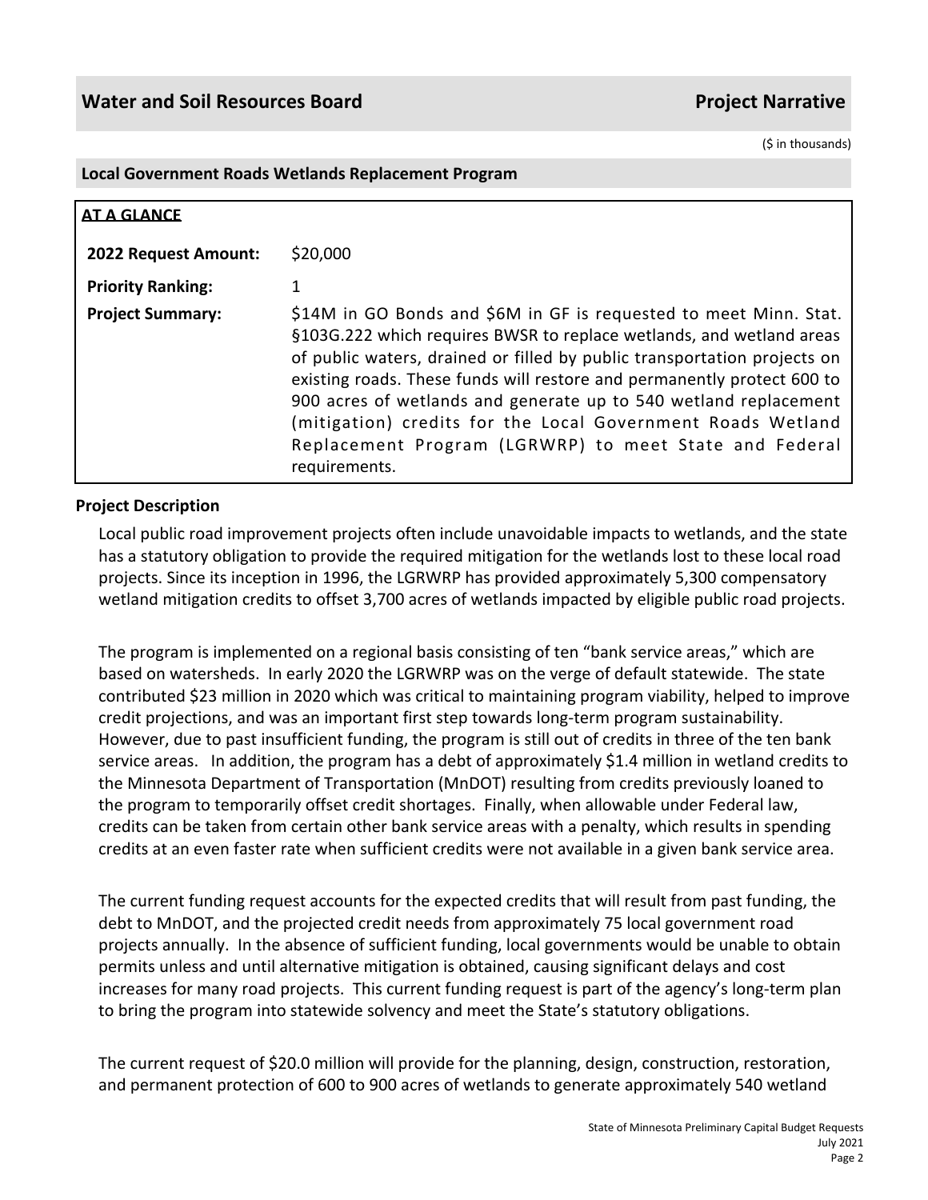## Water and Soil Resources Board — Project Narrative

($ in thousands)

### Local Government Roads Wetlands Replacement Program

**AT A GLANCE**

| | |
|---|---|
| **2022 Request Amount:** | $20,000 |
| **Priority Ranking:** | 1 |
| **Project Summary:** | $14M in GO Bonds and $6M in GF is requested to meet Minn. Stat. §103G.222 which requires BWSR to replace wetlands, and wetland areas of public waters, drained or filled by public transportation projects on existing roads. These funds will restore and permanently protect 600 to 900 acres of wetlands and generate up to 540 wetland replacement (mitigation) credits for the Local Government Roads Wetland Replacement Program (LGRWRP) to meet State and Federal requirements. |

**Project Description**

Local public road improvement projects often include unavoidable impacts to wetlands, and the state has a statutory obligation to provide the required mitigation for the wetlands lost to these local road projects. Since its inception in 1996, the LGRWRP has provided approximately 5,300 compensatory wetland mitigation credits to offset 3,700 acres of wetlands impacted by eligible public road projects.

The program is implemented on a regional basis consisting of ten "bank service areas," which are based on watersheds. In early 2020 the LGRWRP was on the verge of default statewide. The state contributed $23 million in 2020 which was critical to maintaining program viability, helped to improve credit projections, and was an important first step towards long-term program sustainability. However, due to past insufficient funding, the program is still out of credits in three of the ten bank service areas. In addition, the program has a debt of approximately $1.4 million in wetland credits to the Minnesota Department of Transportation (MnDOT) resulting from credits previously loaned to the program to temporarily offset credit shortages. Finally, when allowable under Federal law, credits can be taken from certain other bank service areas with a penalty, which results in spending credits at an even faster rate when sufficient credits were not available in a given bank service area.

The current funding request accounts for the expected credits that will result from past funding, the debt to MnDOT, and the projected credit needs from approximately 75 local government road projects annually. In the absence of sufficient funding, local governments would be unable to obtain permits unless and until alternative mitigation is obtained, causing significant delays and cost increases for many road projects. This current funding request is part of the agency's long-term plan to bring the program into statewide solvency and meet the State's statutory obligations.

The current request of $20.0 million will provide for the planning, design, construction, restoration, and permanent protection of 600 to 900 acres of wetlands to generate approximately 540 wetland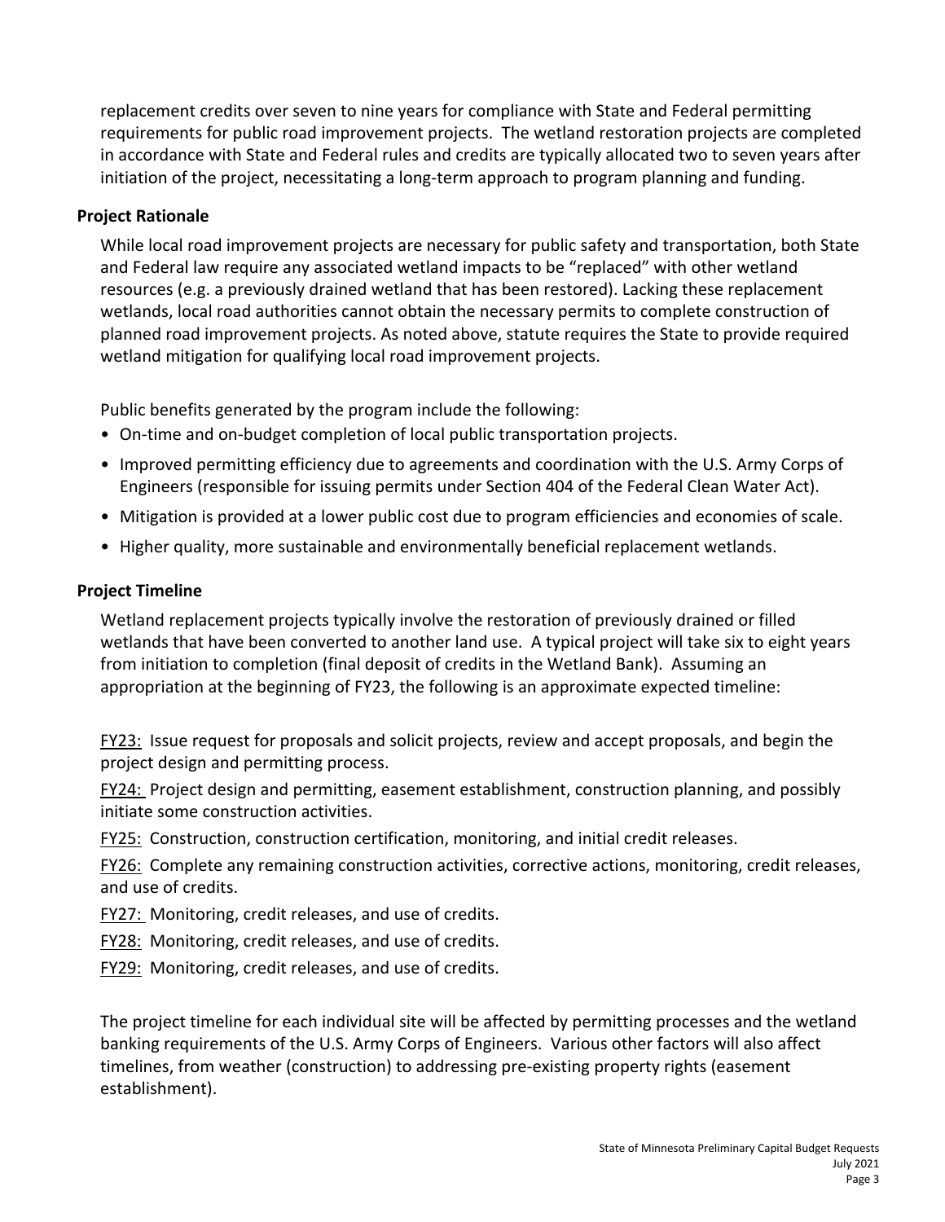replacement credits over seven to nine years for compliance with State and Federal permitting requirements for public road improvement projects. The wetland restoration projects are completed in accordance with State and Federal rules and credits are typically allocated two to seven years after initiation of the project, necessitating a long-term approach to program planning and funding.

### Project Rationale

While local road improvement projects are necessary for public safety and transportation, both State and Federal law require any associated wetland impacts to be "replaced" with other wetland resources (e.g. a previously drained wetland that has been restored). Lacking these replacement wetlands, local road authorities cannot obtain the necessary permits to complete construction of planned road improvement projects. As noted above, statute requires the State to provide required wetland mitigation for qualifying local road improvement projects.

Public benefits generated by the program include the following:

- On-time and on-budget completion of local public transportation projects.
- Improved permitting efficiency due to agreements and coordination with the U.S. Army Corps of Engineers (responsible for issuing permits under Section 404 of the Federal Clean Water Act).
- Mitigation is provided at a lower public cost due to program efficiencies and economies of scale.
- Higher quality, more sustainable and environmentally beneficial replacement wetlands.

### Project Timeline

Wetland replacement projects typically involve the restoration of previously drained or filled wetlands that have been converted to another land use. A typical project will take six to eight years from initiation to completion (final deposit of credits in the Wetland Bank). Assuming an appropriation at the beginning of FY23, the following is an approximate expected timeline:

FY23: Issue request for proposals and solicit projects, review and accept proposals, and begin the project design and permitting process.

FY24: Project design and permitting, easement establishment, construction planning, and possibly initiate some construction activities.

FY25: Construction, construction certification, monitoring, and initial credit releases.

FY26: Complete any remaining construction activities, corrective actions, monitoring, credit releases, and use of credits.

FY27: Monitoring, credit releases, and use of credits.

FY28: Monitoring, credit releases, and use of credits.

FY29: Monitoring, credit releases, and use of credits.

The project timeline for each individual site will be affected by permitting processes and the wetland banking requirements of the U.S. Army Corps of Engineers. Various other factors will also affect timelines, from weather (construction) to addressing pre-existing property rights (easement establishment).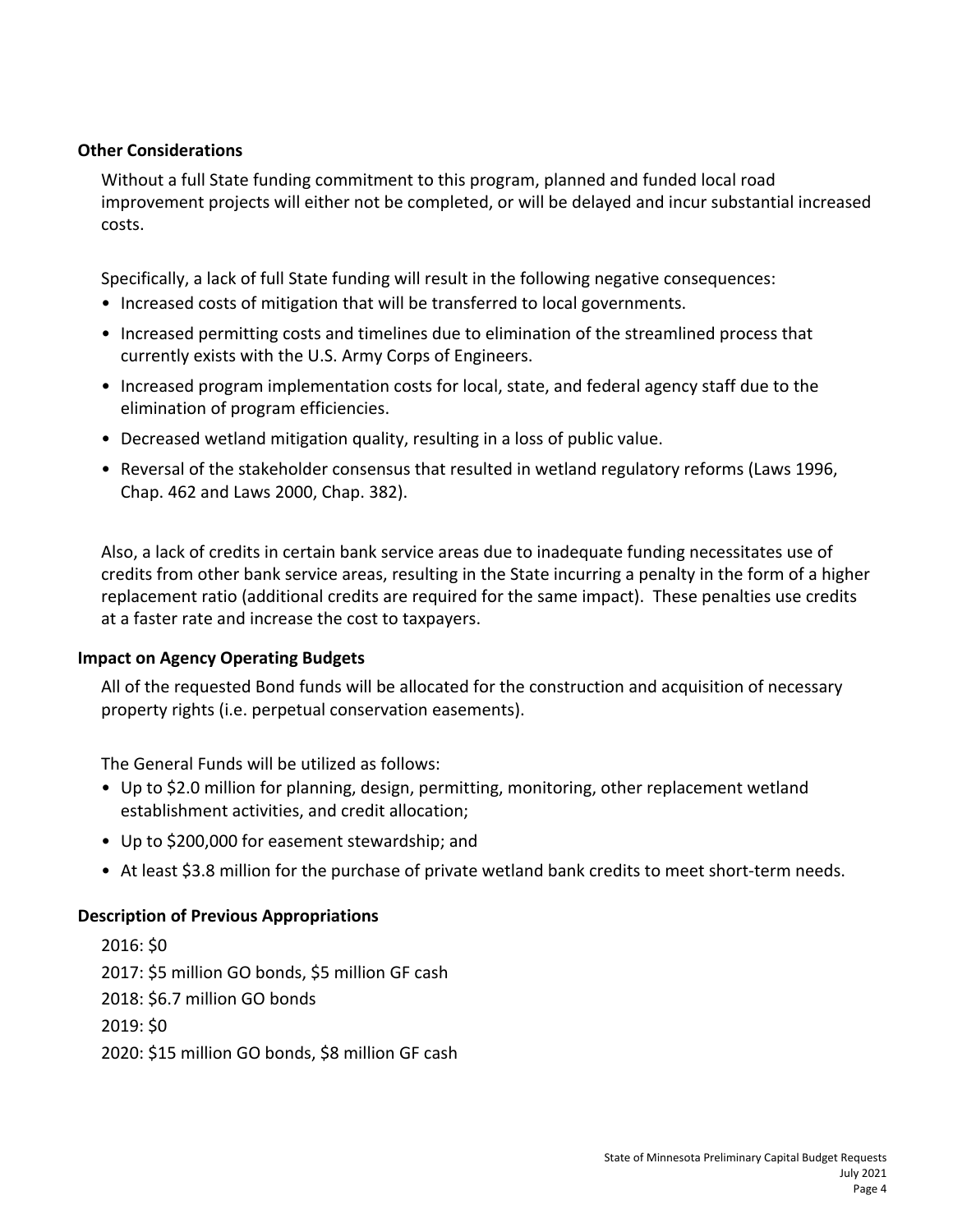### Other Considerations

Without a full State funding commitment to this program, planned and funded local road improvement projects will either not be completed, or will be delayed and incur substantial increased costs.

Specifically, a lack of full State funding will result in the following negative consequences:

- Increased costs of mitigation that will be transferred to local governments.
- Increased permitting costs and timelines due to elimination of the streamlined process that currently exists with the U.S. Army Corps of Engineers.
- Increased program implementation costs for local, state, and federal agency staff due to the elimination of program efficiencies.
- Decreased wetland mitigation quality, resulting in a loss of public value.
- Reversal of the stakeholder consensus that resulted in wetland regulatory reforms (Laws 1996, Chap. 462 and Laws 2000, Chap. 382).

Also, a lack of credits in certain bank service areas due to inadequate funding necessitates use of credits from other bank service areas, resulting in the State incurring a penalty in the form of a higher replacement ratio (additional credits are required for the same impact). These penalties use credits at a faster rate and increase the cost to taxpayers.

### Impact on Agency Operating Budgets

All of the requested Bond funds will be allocated for the construction and acquisition of necessary property rights (i.e. perpetual conservation easements).

The General Funds will be utilized as follows:

- Up to $2.0 million for planning, design, permitting, monitoring, other replacement wetland establishment activities, and credit allocation;
- Up to $200,000 for easement stewardship; and
- At least $3.8 million for the purchase of private wetland bank credits to meet short-term needs.

### Description of Previous Appropriations

2016: $0
2017: $5 million GO bonds, $5 million GF cash
2018: $6.7 million GO bonds
2019: $0
2020: $15 million GO bonds, $8 million GF cash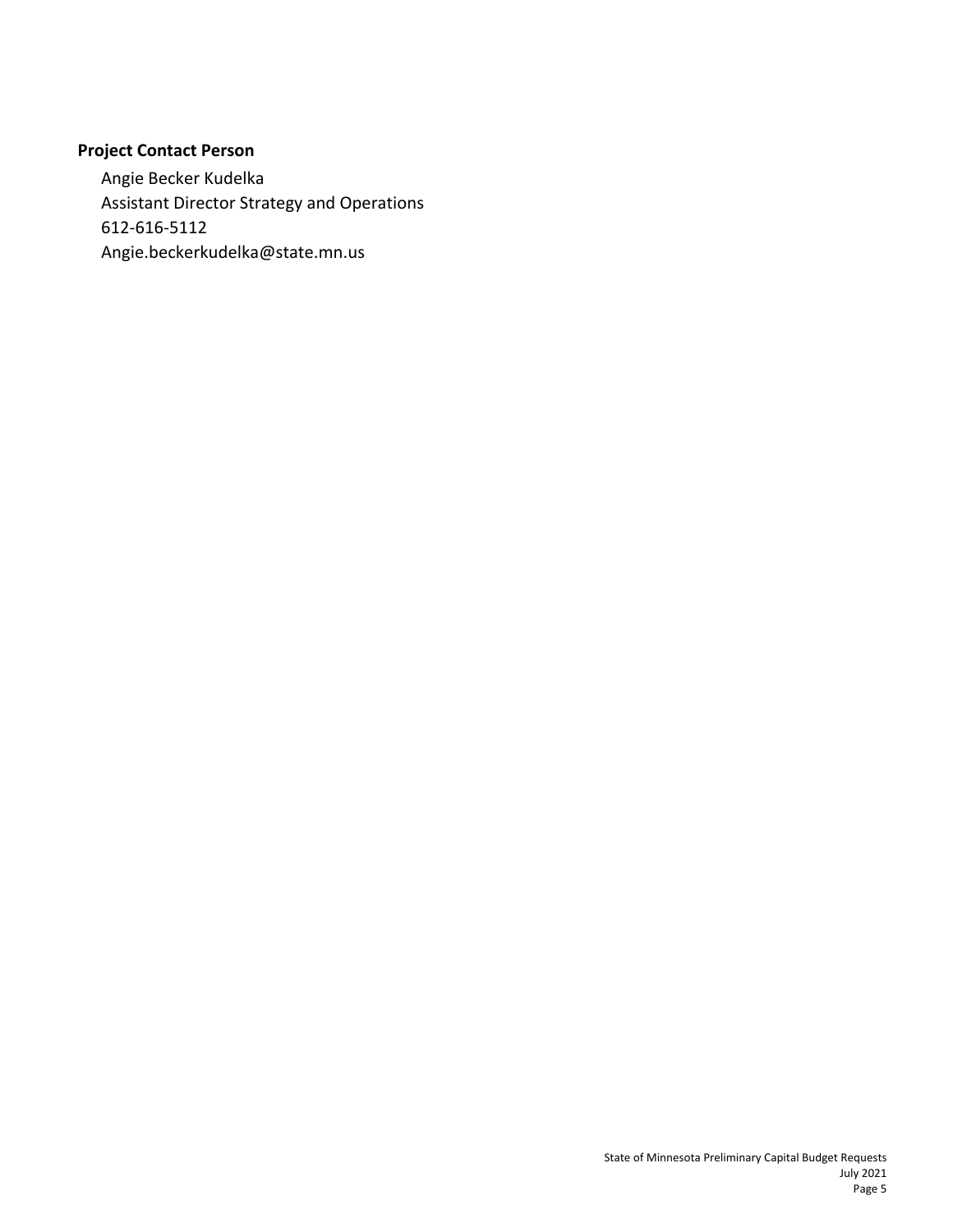### Project Contact Person

Angie Becker Kudelka
Assistant Director Strategy and Operations
612-616-5112
Angie.beckerkudelka@state.mn.us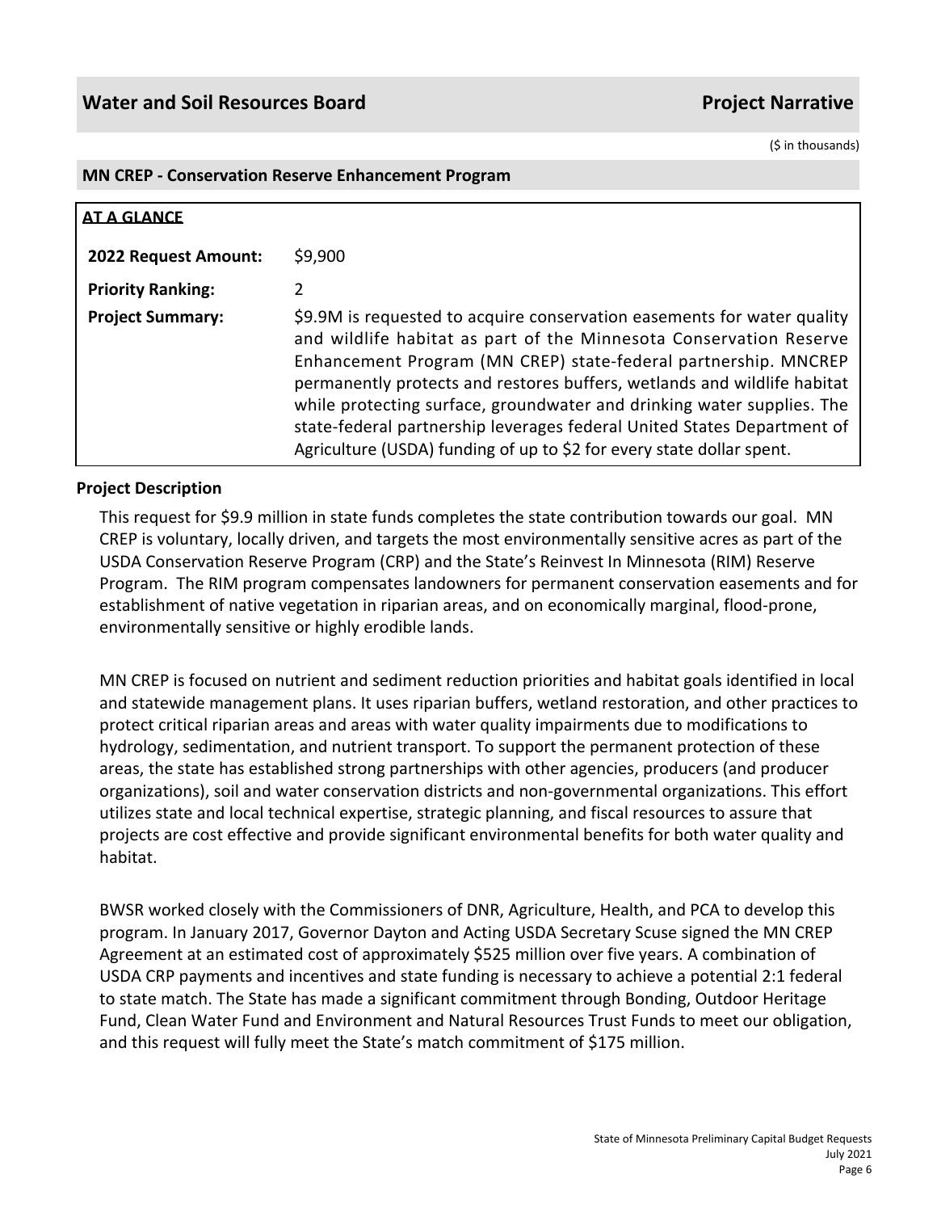## Water and Soil Resources Board — Project Narrative

($ in thousands)

### MN CREP - Conservation Reserve Enhancement Program

**AT A GLANCE**

| | |
|---|---|
| **2022 Request Amount:** | $9,900 |
| **Priority Ranking:** | 2 |
| **Project Summary:** | $9.9M is requested to acquire conservation easements for water quality and wildlife habitat as part of the Minnesota Conservation Reserve Enhancement Program (MN CREP) state-federal partnership. MNCREP permanently protects and restores buffers, wetlands and wildlife habitat while protecting surface, groundwater and drinking water supplies. The state-federal partnership leverages federal United States Department of Agriculture (USDA) funding of up to $2 for every state dollar spent. |

**Project Description**

This request for $9.9 million in state funds completes the state contribution towards our goal. MN CREP is voluntary, locally driven, and targets the most environmentally sensitive acres as part of the USDA Conservation Reserve Program (CRP) and the State's Reinvest In Minnesota (RIM) Reserve Program. The RIM program compensates landowners for permanent conservation easements and for establishment of native vegetation in riparian areas, and on economically marginal, flood-prone, environmentally sensitive or highly erodible lands.

MN CREP is focused on nutrient and sediment reduction priorities and habitat goals identified in local and statewide management plans. It uses riparian buffers, wetland restoration, and other practices to protect critical riparian areas and areas with water quality impairments due to modifications to hydrology, sedimentation, and nutrient transport. To support the permanent protection of these areas, the state has established strong partnerships with other agencies, producers (and producer organizations), soil and water conservation districts and non-governmental organizations. This effort utilizes state and local technical expertise, strategic planning, and fiscal resources to assure that projects are cost effective and provide significant environmental benefits for both water quality and habitat.

BWSR worked closely with the Commissioners of DNR, Agriculture, Health, and PCA to develop this program. In January 2017, Governor Dayton and Acting USDA Secretary Scuse signed the MN CREP Agreement at an estimated cost of approximately $525 million over five years. A combination of USDA CRP payments and incentives and state funding is necessary to achieve a potential 2:1 federal to state match. The State has made a significant commitment through Bonding, Outdoor Heritage Fund, Clean Water Fund and Environment and Natural Resources Trust Funds to meet our obligation, and this request will fully meet the State's match commitment of $175 million.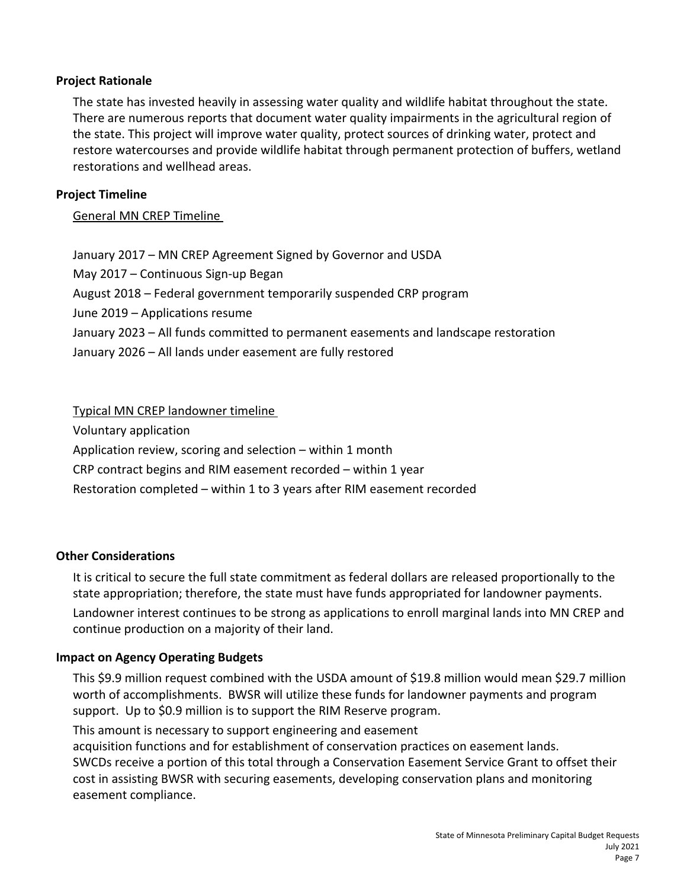### Project Rationale

The state has invested heavily in assessing water quality and wildlife habitat throughout the state. There are numerous reports that document water quality impairments in the agricultural region of the state. This project will improve water quality, protect sources of drinking water, protect and restore watercourses and provide wildlife habitat through permanent protection of buffers, wetland restorations and wellhead areas.

### Project Timeline

General MN CREP Timeline

January 2017 – MN CREP Agreement Signed by Governor and USDA

May 2017 – Continuous Sign-up Began

August 2018 – Federal government temporarily suspended CRP program

June 2019 – Applications resume

January 2023 – All funds committed to permanent easements and landscape restoration

January 2026 – All lands under easement are fully restored

Typical MN CREP landowner timeline

Voluntary application

Application review, scoring and selection – within 1 month

CRP contract begins and RIM easement recorded – within 1 year

Restoration completed – within 1 to 3 years after RIM easement recorded

### Other Considerations

It is critical to secure the full state commitment as federal dollars are released proportionally to the state appropriation; therefore, the state must have funds appropriated for landowner payments.

Landowner interest continues to be strong as applications to enroll marginal lands into MN CREP and continue production on a majority of their land.

### Impact on Agency Operating Budgets

This $9.9 million request combined with the USDA amount of $19.8 million would mean $29.7 million worth of accomplishments. BWSR will utilize these funds for landowner payments and program support. Up to $0.9 million is to support the RIM Reserve program.

This amount is necessary to support engineering and easement acquisition functions and for establishment of conservation practices on easement lands. SWCDs receive a portion of this total through a Conservation Easement Service Grant to offset their cost in assisting BWSR with securing easements, developing conservation plans and monitoring easement compliance.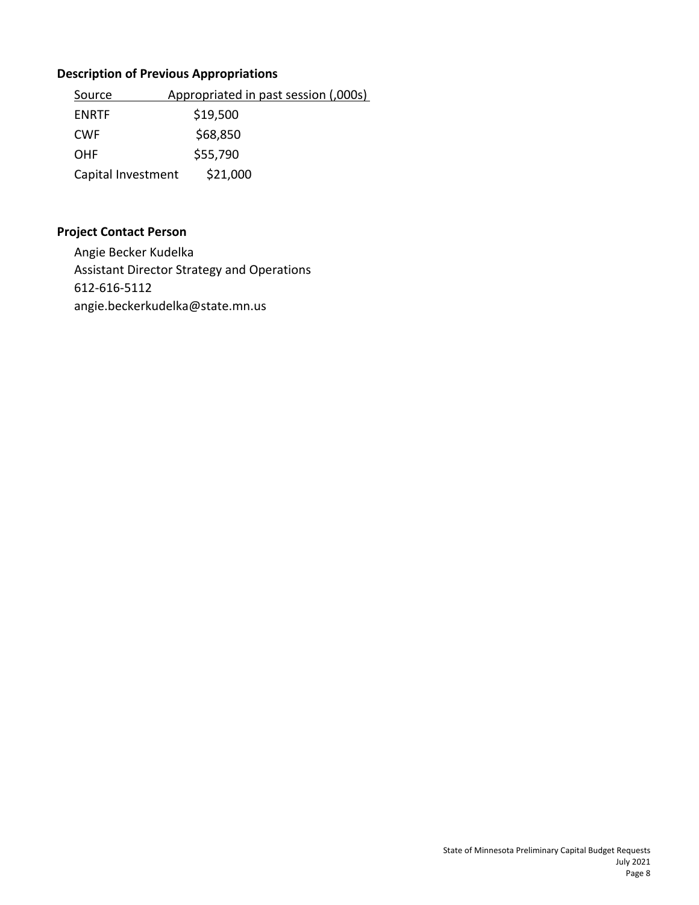### Description of Previous Appropriations

| Source | Appropriated in past session (,000s) |
|---|---|
| ENRTF | $19,500 |
| CWF | $68,850 |
| OHF | $55,790 |
| Capital Investment | $21,000 |

### Project Contact Person

Angie Becker Kudelka
Assistant Director Strategy and Operations
612-616-5112
angie.beckerkudelka@state.mn.us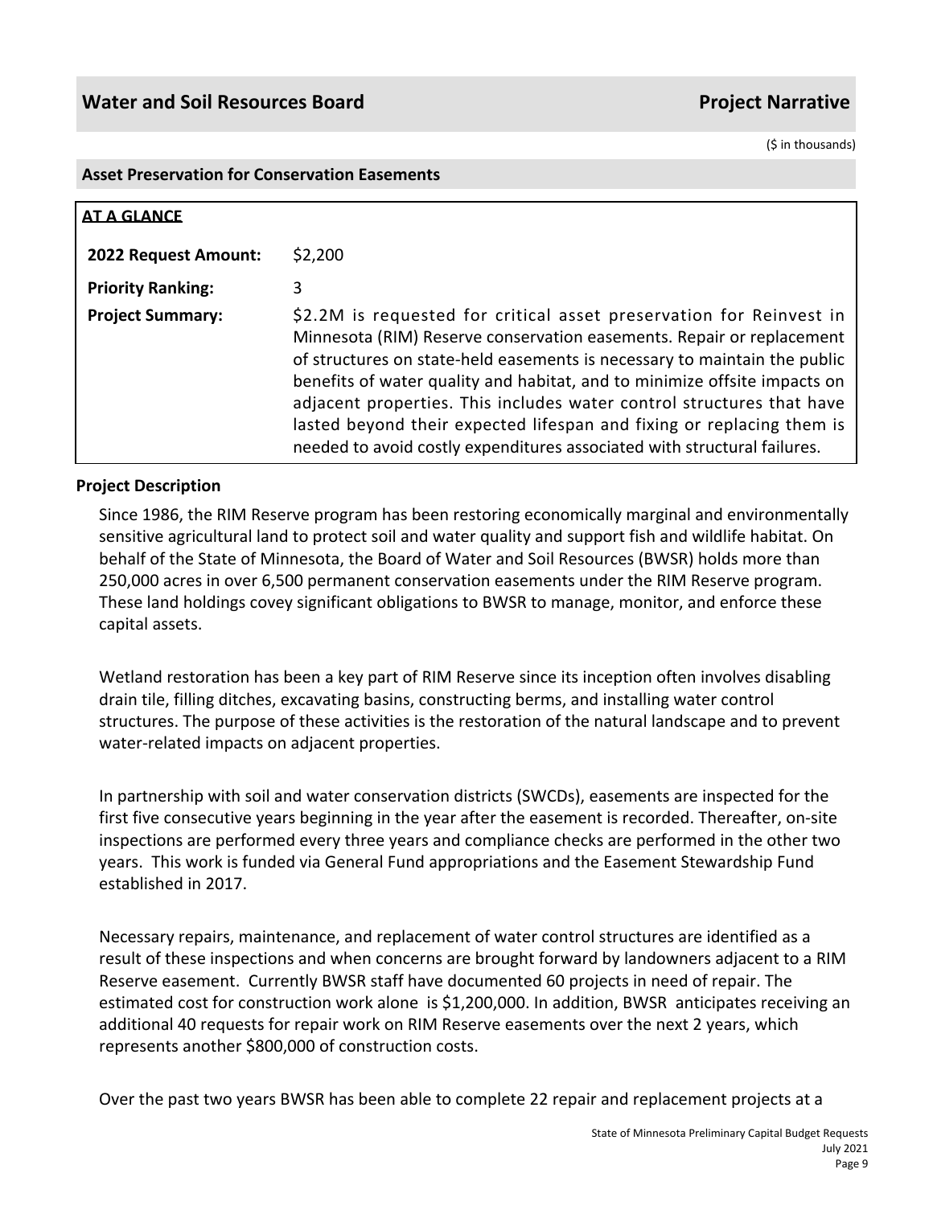## Water and Soil Resources Board — Project Narrative

($ in thousands)

### Asset Preservation for Conservation Easements

| **AT A GLANCE** | |
|---|---|
| **2022 Request Amount:** | $2,200 |
| **Priority Ranking:** | 3 |
| **Project Summary:** | $2.2M is requested for critical asset preservation for Reinvest in Minnesota (RIM) Reserve conservation easements. Repair or replacement of structures on state-held easements is necessary to maintain the public benefits of water quality and habitat, and to minimize offsite impacts on adjacent properties. This includes water control structures that have lasted beyond their expected lifespan and fixing or replacing them is needed to avoid costly expenditures associated with structural failures. |

### Project Description

Since 1986, the RIM Reserve program has been restoring economically marginal and environmentally sensitive agricultural land to protect soil and water quality and support fish and wildlife habitat. On behalf of the State of Minnesota, the Board of Water and Soil Resources (BWSR) holds more than 250,000 acres in over 6,500 permanent conservation easements under the RIM Reserve program. These land holdings covey significant obligations to BWSR to manage, monitor, and enforce these capital assets.

Wetland restoration has been a key part of RIM Reserve since its inception often involves disabling drain tile, filling ditches, excavating basins, constructing berms, and installing water control structures. The purpose of these activities is the restoration of the natural landscape and to prevent water-related impacts on adjacent properties.

In partnership with soil and water conservation districts (SWCDs), easements are inspected for the first five consecutive years beginning in the year after the easement is recorded. Thereafter, on-site inspections are performed every three years and compliance checks are performed in the other two years. This work is funded via General Fund appropriations and the Easement Stewardship Fund established in 2017.

Necessary repairs, maintenance, and replacement of water control structures are identified as a result of these inspections and when concerns are brought forward by landowners adjacent to a RIM Reserve easement. Currently BWSR staff have documented 60 projects in need of repair. The estimated cost for construction work alone is $1,200,000. In addition, BWSR anticipates receiving an additional 40 requests for repair work on RIM Reserve easements over the next 2 years, which represents another $800,000 of construction costs.

Over the past two years BWSR has been able to complete 22 repair and replacement projects at a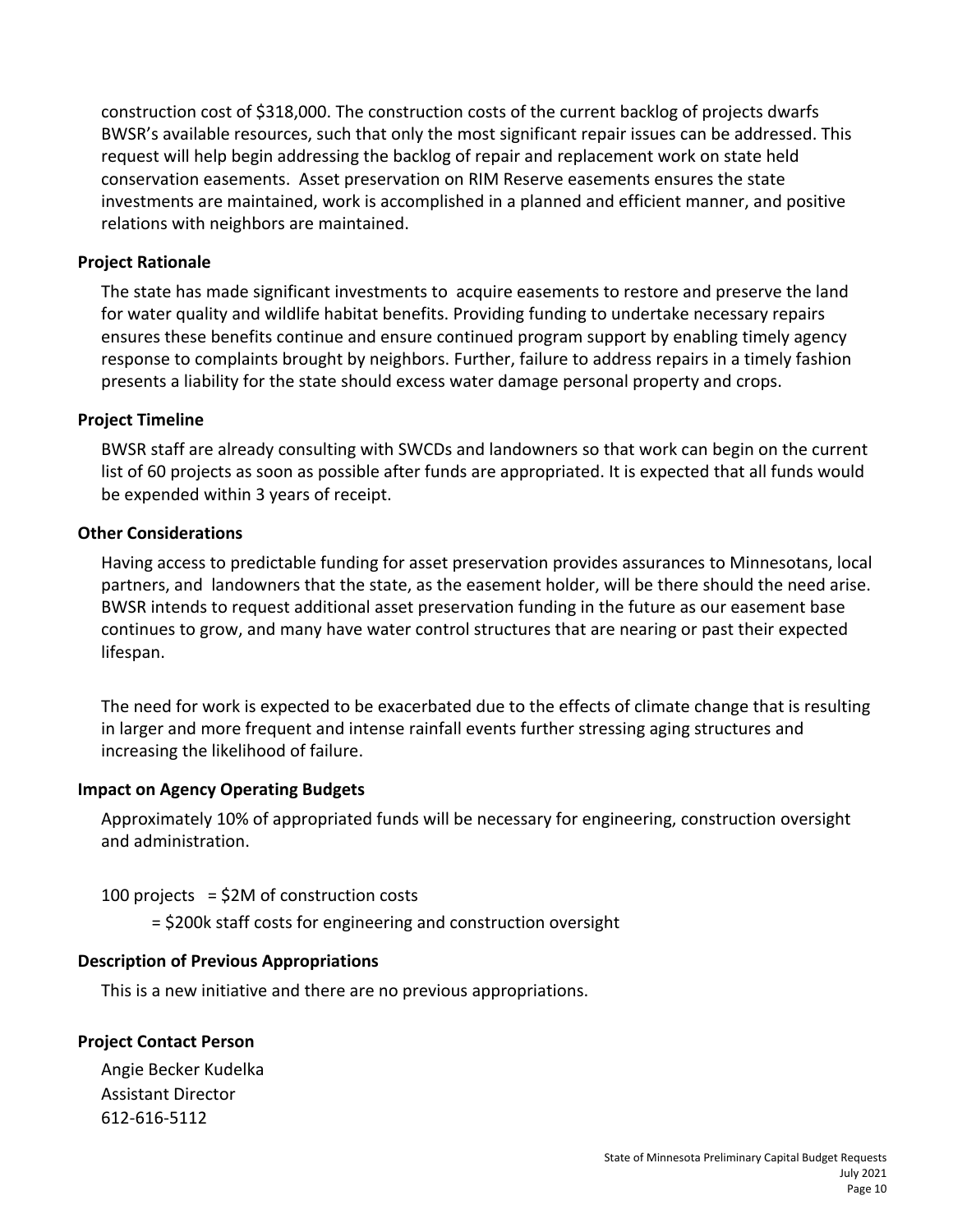construction cost of $318,000. The construction costs of the current backlog of projects dwarfs BWSR's available resources, such that only the most significant repair issues can be addressed. This request will help begin addressing the backlog of repair and replacement work on state held conservation easements. Asset preservation on RIM Reserve easements ensures the state investments are maintained, work is accomplished in a planned and efficient manner, and positive relations with neighbors are maintained.

### Project Rationale

The state has made significant investments to acquire easements to restore and preserve the land for water quality and wildlife habitat benefits. Providing funding to undertake necessary repairs ensures these benefits continue and ensure continued program support by enabling timely agency response to complaints brought by neighbors. Further, failure to address repairs in a timely fashion presents a liability for the state should excess water damage personal property and crops.

### Project Timeline

BWSR staff are already consulting with SWCDs and landowners so that work can begin on the current list of 60 projects as soon as possible after funds are appropriated. It is expected that all funds would be expended within 3 years of receipt.

### Other Considerations

Having access to predictable funding for asset preservation provides assurances to Minnesotans, local partners, and landowners that the state, as the easement holder, will be there should the need arise. BWSR intends to request additional asset preservation funding in the future as our easement base continues to grow, and many have water control structures that are nearing or past their expected lifespan.

The need for work is expected to be exacerbated due to the effects of climate change that is resulting in larger and more frequent and intense rainfall events further stressing aging structures and increasing the likelihood of failure.

### Impact on Agency Operating Budgets

Approximately 10% of appropriated funds will be necessary for engineering, construction oversight and administration.

100 projects = $2M of construction costs

= $200k staff costs for engineering and construction oversight

### Description of Previous Appropriations

This is a new initiative and there are no previous appropriations.

### Project Contact Person

Angie Becker Kudelka
Assistant Director
612-616-5112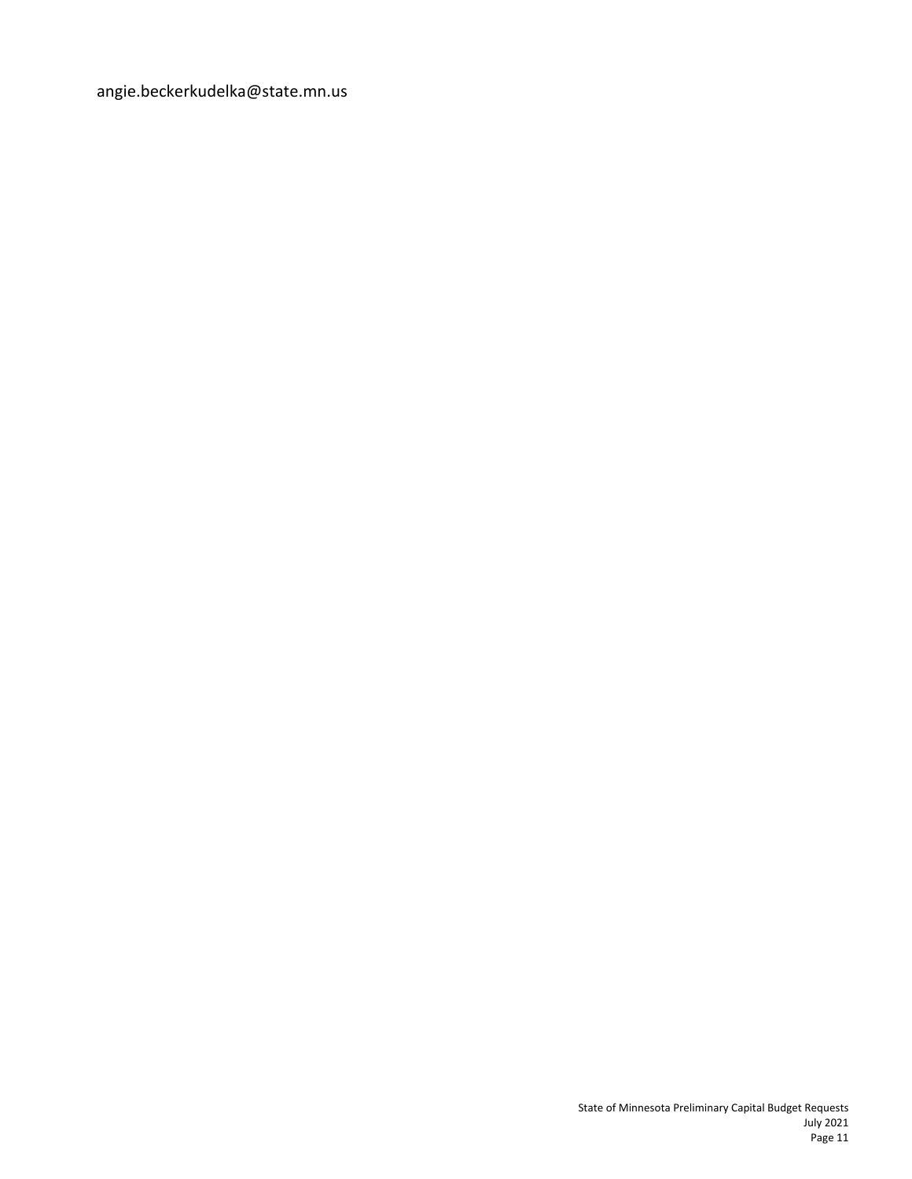angie.beckerkudelka@state.mn.us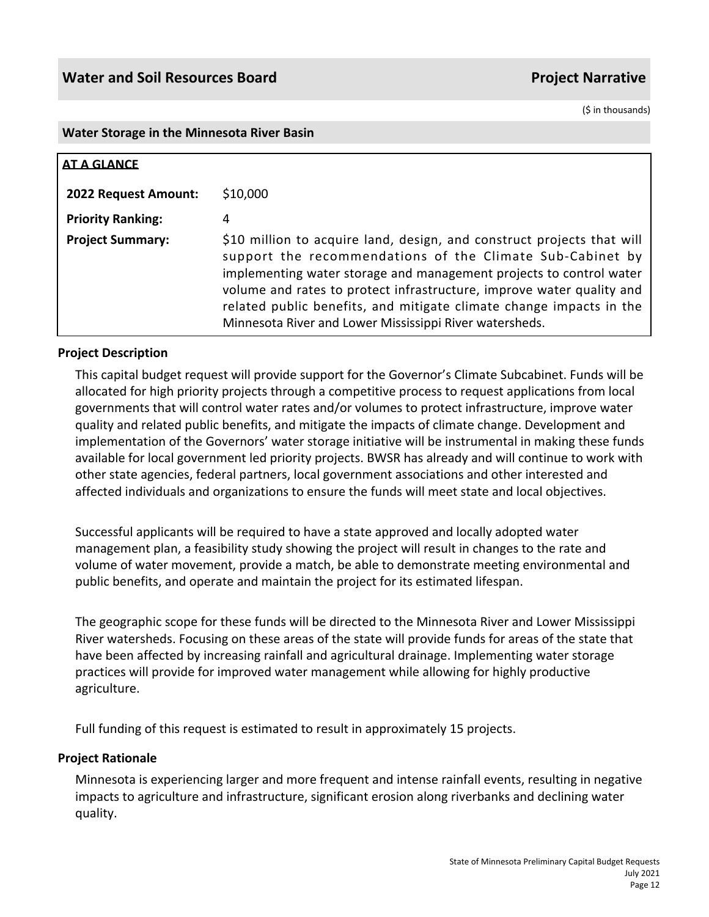## Water and Soil Resources Board — Project Narrative

($ in thousands)

### Water Storage in the Minnesota River Basin

**AT A GLANCE**

| | |
|---|---|
| **2022 Request Amount:** | $10,000 |
| **Priority Ranking:** | 4 |
| **Project Summary:** | $10 million to acquire land, design, and construct projects that will support the recommendations of the Climate Sub-Cabinet by implementing water storage and management projects to control water volume and rates to protect infrastructure, improve water quality and related public benefits, and mitigate climate change impacts in the Minnesota River and Lower Mississippi River watersheds. |

**Project Description**

This capital budget request will provide support for the Governor's Climate Subcabinet. Funds will be allocated for high priority projects through a competitive process to request applications from local governments that will control water rates and/or volumes to protect infrastructure, improve water quality and related public benefits, and mitigate the impacts of climate change. Development and implementation of the Governors' water storage initiative will be instrumental in making these funds available for local government led priority projects. BWSR has already and will continue to work with other state agencies, federal partners, local government associations and other interested and affected individuals and organizations to ensure the funds will meet state and local objectives.

Successful applicants will be required to have a state approved and locally adopted water management plan, a feasibility study showing the project will result in changes to the rate and volume of water movement, provide a match, be able to demonstrate meeting environmental and public benefits, and operate and maintain the project for its estimated lifespan.

The geographic scope for these funds will be directed to the Minnesota River and Lower Mississippi River watersheds. Focusing on these areas of the state will provide funds for areas of the state that have been affected by increasing rainfall and agricultural drainage. Implementing water storage practices will provide for improved water management while allowing for highly productive agriculture.

Full funding of this request is estimated to result in approximately 15 projects.

**Project Rationale**

Minnesota is experiencing larger and more frequent and intense rainfall events, resulting in negative impacts to agriculture and infrastructure, significant erosion along riverbanks and declining water quality.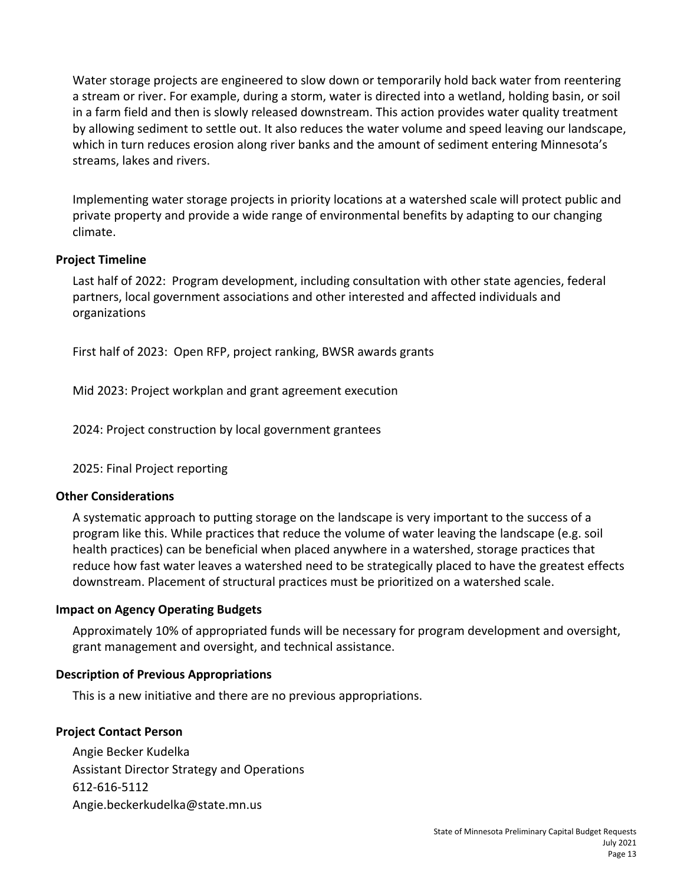Water storage projects are engineered to slow down or temporarily hold back water from reentering a stream or river. For example, during a storm, water is directed into a wetland, holding basin, or soil in a farm field and then is slowly released downstream. This action provides water quality treatment by allowing sediment to settle out. It also reduces the water volume and speed leaving our landscape, which in turn reduces erosion along river banks and the amount of sediment entering Minnesota's streams, lakes and rivers.

Implementing water storage projects in priority locations at a watershed scale will protect public and private property and provide a wide range of environmental benefits by adapting to our changing climate.

**Project Timeline**

Last half of 2022: Program development, including consultation with other state agencies, federal partners, local government associations and other interested and affected individuals and organizations

First half of 2023: Open RFP, project ranking, BWSR awards grants

Mid 2023: Project workplan and grant agreement execution

2024: Project construction by local government grantees

2025: Final Project reporting

**Other Considerations**

A systematic approach to putting storage on the landscape is very important to the success of a program like this. While practices that reduce the volume of water leaving the landscape (e.g. soil health practices) can be beneficial when placed anywhere in a watershed, storage practices that reduce how fast water leaves a watershed need to be strategically placed to have the greatest effects downstream. Placement of structural practices must be prioritized on a watershed scale.

**Impact on Agency Operating Budgets**

Approximately 10% of appropriated funds will be necessary for program development and oversight, grant management and oversight, and technical assistance.

**Description of Previous Appropriations**

This is a new initiative and there are no previous appropriations.

**Project Contact Person**

Angie Becker Kudelka
Assistant Director Strategy and Operations
612-616-5112
Angie.beckerkudelka@state.mn.us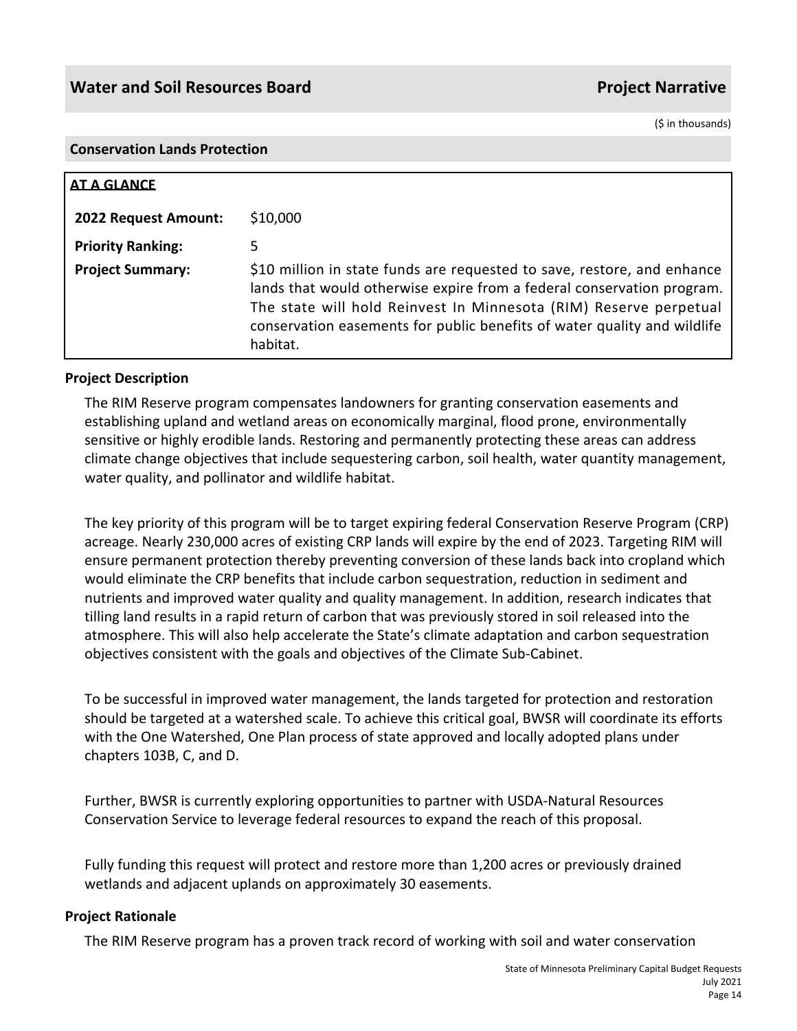## Water and Soil Resources Board — Project Narrative

($ in thousands)

### Conservation Lands Protection

**AT A GLANCE**

| | |
|---|---|
| **2022 Request Amount:** | $10,000 |
| **Priority Ranking:** | 5 |
| **Project Summary:** | $10 million in state funds are requested to save, restore, and enhance lands that would otherwise expire from a federal conservation program. The state will hold Reinvest In Minnesota (RIM) Reserve perpetual conservation easements for public benefits of water quality and wildlife habitat. |

### Project Description

The RIM Reserve program compensates landowners for granting conservation easements and establishing upland and wetland areas on economically marginal, flood prone, environmentally sensitive or highly erodible lands. Restoring and permanently protecting these areas can address climate change objectives that include sequestering carbon, soil health, water quantity management, water quality, and pollinator and wildlife habitat.

The key priority of this program will be to target expiring federal Conservation Reserve Program (CRP) acreage. Nearly 230,000 acres of existing CRP lands will expire by the end of 2023. Targeting RIM will ensure permanent protection thereby preventing conversion of these lands back into cropland which would eliminate the CRP benefits that include carbon sequestration, reduction in sediment and nutrients and improved water quality and quality management. In addition, research indicates that tilling land results in a rapid return of carbon that was previously stored in soil released into the atmosphere. This will also help accelerate the State's climate adaptation and carbon sequestration objectives consistent with the goals and objectives of the Climate Sub-Cabinet.

To be successful in improved water management, the lands targeted for protection and restoration should be targeted at a watershed scale. To achieve this critical goal, BWSR will coordinate its efforts with the One Watershed, One Plan process of state approved and locally adopted plans under chapters 103B, C, and D.

Further, BWSR is currently exploring opportunities to partner with USDA-Natural Resources Conservation Service to leverage federal resources to expand the reach of this proposal.

Fully funding this request will protect and restore more than 1,200 acres or previously drained wetlands and adjacent uplands on approximately 30 easements.

### Project Rationale

The RIM Reserve program has a proven track record of working with soil and water conservation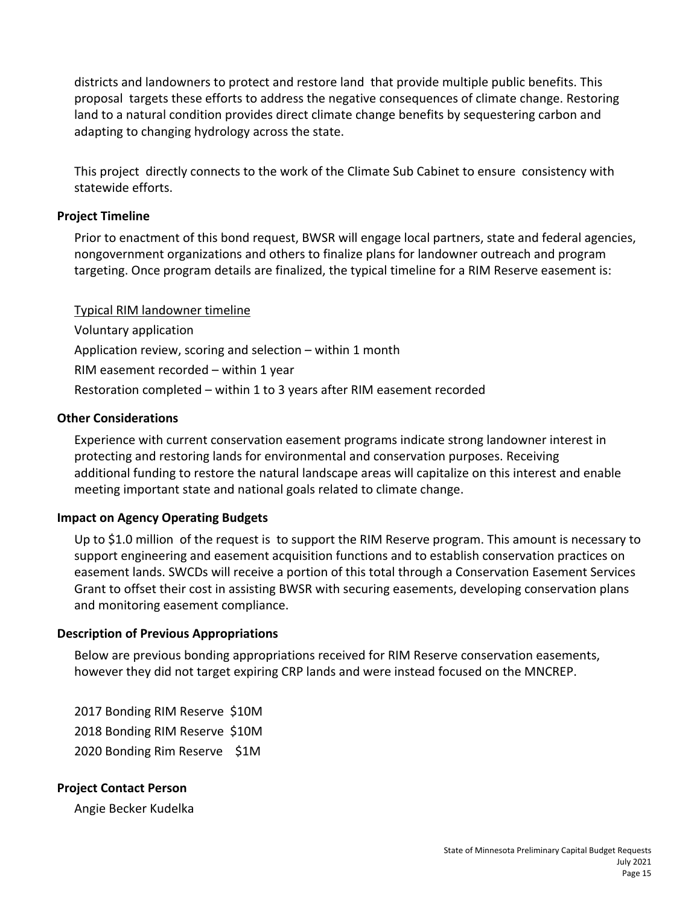districts and landowners to protect and restore land that provide multiple public benefits. This proposal targets these efforts to address the negative consequences of climate change. Restoring land to a natural condition provides direct climate change benefits by sequestering carbon and adapting to changing hydrology across the state.

This project directly connects to the work of the Climate Sub Cabinet to ensure consistency with statewide efforts.

### Project Timeline

Prior to enactment of this bond request, BWSR will engage local partners, state and federal agencies, nongovernment organizations and others to finalize plans for landowner outreach and program targeting. Once program details are finalized, the typical timeline for a RIM Reserve easement is:

<u>Typical RIM landowner timeline</u>

Voluntary application

Application review, scoring and selection – within 1 month

RIM easement recorded – within 1 year

Restoration completed – within 1 to 3 years after RIM easement recorded

### Other Considerations

Experience with current conservation easement programs indicate strong landowner interest in protecting and restoring lands for environmental and conservation purposes. Receiving additional funding to restore the natural landscape areas will capitalize on this interest and enable meeting important state and national goals related to climate change.

### Impact on Agency Operating Budgets

Up to $1.0 million of the request is to support the RIM Reserve program. This amount is necessary to support engineering and easement acquisition functions and to establish conservation practices on easement lands. SWCDs will receive a portion of this total through a Conservation Easement Services Grant to offset their cost in assisting BWSR with securing easements, developing conservation plans and monitoring easement compliance.

### Description of Previous Appropriations

Below are previous bonding appropriations received for RIM Reserve conservation easements, however they did not target expiring CRP lands and were instead focused on the MNCREP.

2017 Bonding RIM Reserve $10M

2018 Bonding RIM Reserve $10M

2020 Bonding Rim Reserve $1M

### Project Contact Person

Angie Becker Kudelka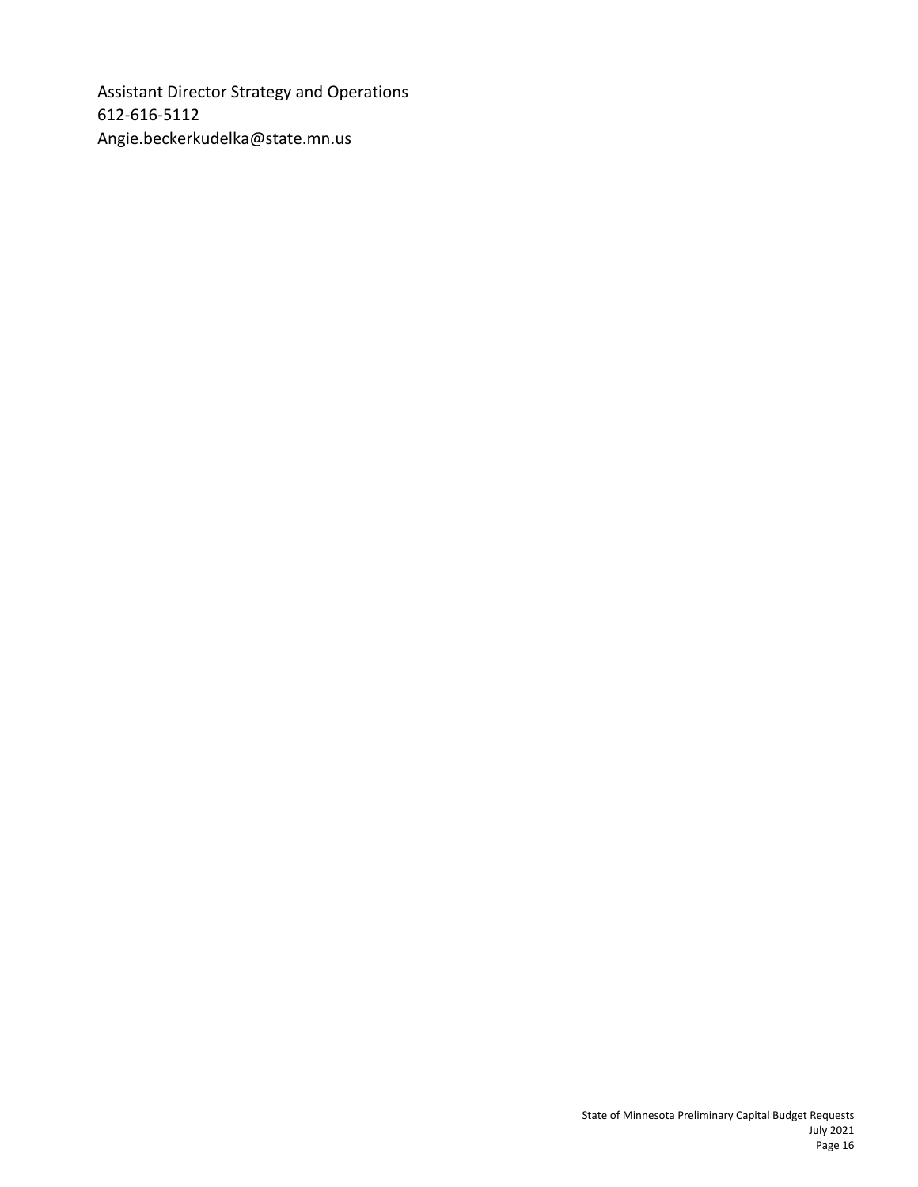Assistant Director Strategy and Operations
612-616-5112
Angie.beckerkudelka@state.mn.us